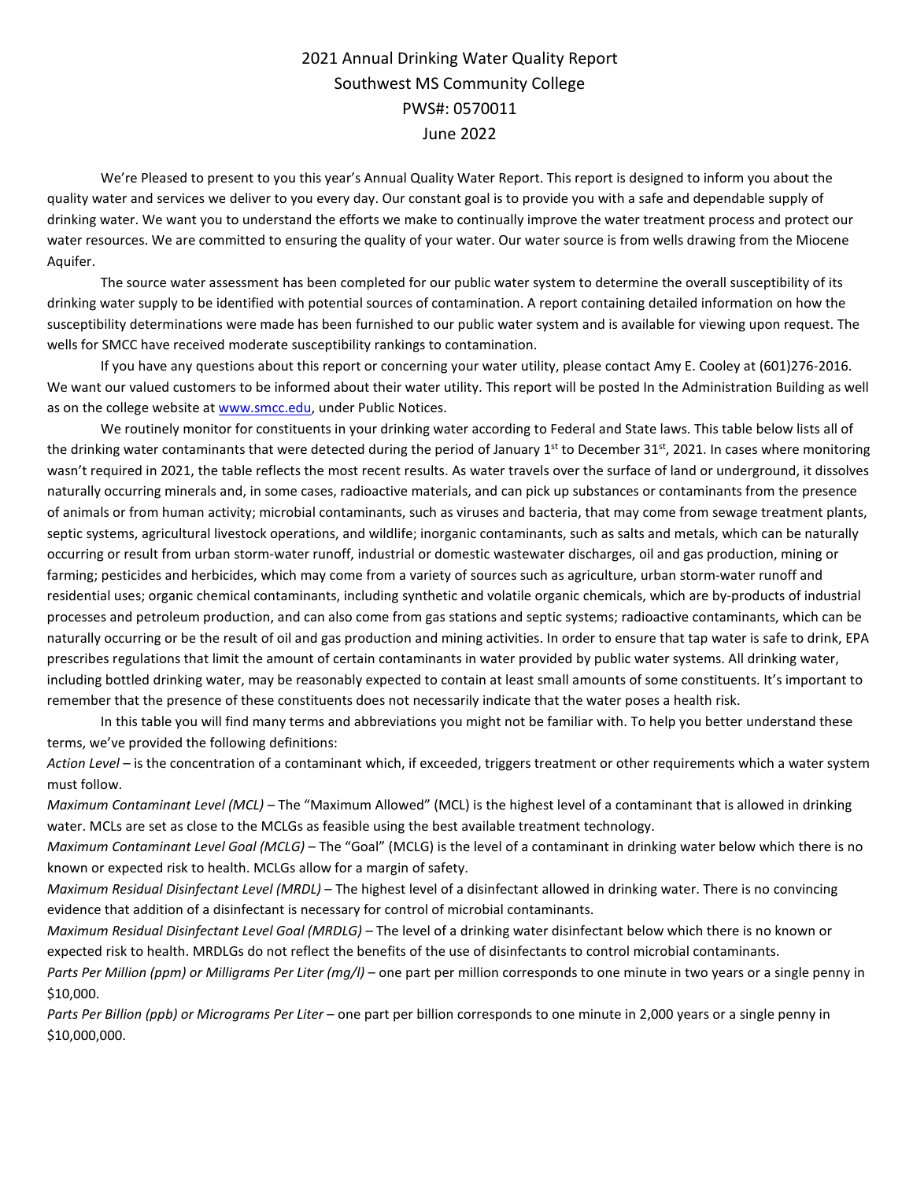# 2021 Annual Drinking Water Quality Report
## Southwest MS Community College
## PWS#: 0570011
## June 2022

We're Pleased to present to you this year's Annual Quality Water Report. This report is designed to inform you about the quality water and services we deliver to you every day. Our constant goal is to provide you with a safe and dependable supply of drinking water. We want you to understand the efforts we make to continually improve the water treatment process and protect our water resources. We are committed to ensuring the quality of your water. Our water source is from wells drawing from the Miocene Aquifer.

The source water assessment has been completed for our public water system to determine the overall susceptibility of its drinking water supply to be identified with potential sources of contamination. A report containing detailed information on how the susceptibility determinations were made has been furnished to our public water system and is available for viewing upon request. The wells for SMCC have received moderate susceptibility rankings to contamination.

If you have any questions about this report or concerning your water utility, please contact Amy E. Cooley at (601)276-2016. We want our valued customers to be informed about their water utility. This report will be posted In the Administration Building as well as on the college website at www.smcc.edu, under Public Notices.

We routinely monitor for constituents in your drinking water according to Federal and State laws. This table below lists all of the drinking water contaminants that were detected during the period of January 1st to December 31st, 2021. In cases where monitoring wasn't required in 2021, the table reflects the most recent results. As water travels over the surface of land or underground, it dissolves naturally occurring minerals and, in some cases, radioactive materials, and can pick up substances or contaminants from the presence of animals or from human activity; microbial contaminants, such as viruses and bacteria, that may come from sewage treatment plants, septic systems, agricultural livestock operations, and wildlife; inorganic contaminants, such as salts and metals, which can be naturally occurring or result from urban storm-water runoff, industrial or domestic wastewater discharges, oil and gas production, mining or farming; pesticides and herbicides, which may come from a variety of sources such as agriculture, urban storm-water runoff and residential uses; organic chemical contaminants, including synthetic and volatile organic chemicals, which are by-products of industrial processes and petroleum production, and can also come from gas stations and septic systems; radioactive contaminants, which can be naturally occurring or be the result of oil and gas production and mining activities. In order to ensure that tap water is safe to drink, EPA prescribes regulations that limit the amount of certain contaminants in water provided by public water systems. All drinking water, including bottled drinking water, may be reasonably expected to contain at least small amounts of some constituents. It's important to remember that the presence of these constituents does not necessarily indicate that the water poses a health risk.

In this table you will find many terms and abbreviations you might not be familiar with. To help you better understand these terms, we've provided the following definitions:

*Action Level* – is the concentration of a contaminant which, if exceeded, triggers treatment or other requirements which a water system must follow.

*Maximum Contaminant Level (MCL)* – The "Maximum Allowed" (MCL) is the highest level of a contaminant that is allowed in drinking water. MCLs are set as close to the MCLGs as feasible using the best available treatment technology.

*Maximum Contaminant Level Goal (MCLG)* – The "Goal" (MCLG) is the level of a contaminant in drinking water below which there is no known or expected risk to health. MCLGs allow for a margin of safety.

*Maximum Residual Disinfectant Level (MRDL)* – The highest level of a disinfectant allowed in drinking water. There is no convincing evidence that addition of a disinfectant is necessary for control of microbial contaminants.

*Maximum Residual Disinfectant Level Goal (MRDLG)* – The level of a drinking water disinfectant below which there is no known or expected risk to health. MRDLGs do not reflect the benefits of the use of disinfectants to control microbial contaminants.

*Parts Per Million (ppm) or Milligrams Per Liter (mg/l)* – one part per million corresponds to one minute in two years or a single penny in $10,000.

*Parts Per Billion (ppb) or Micrograms Per Liter* – one part per billion corresponds to one minute in 2,000 years or a single penny in $10,000,000.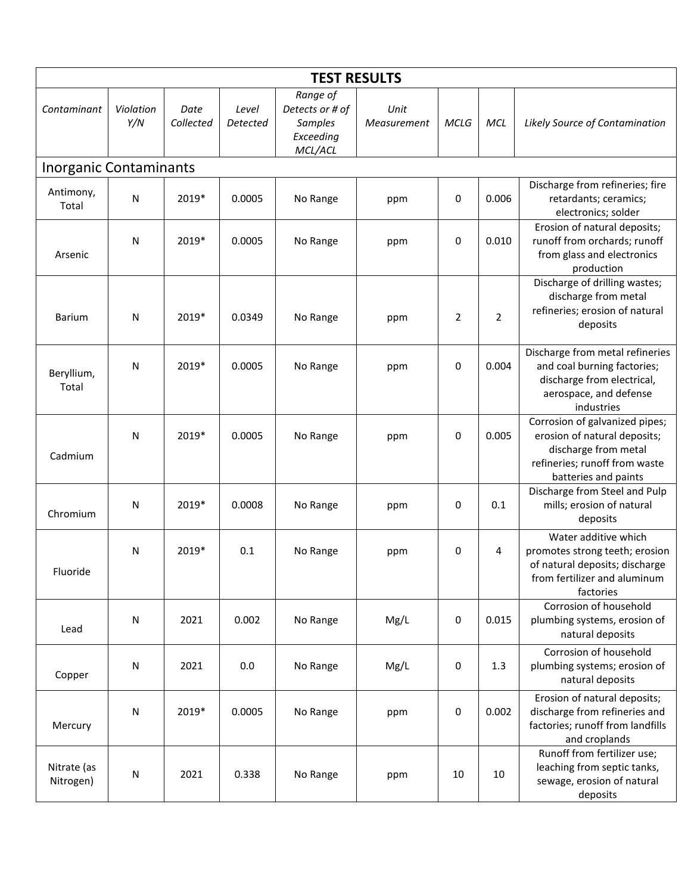| TEST RESULTS | | | | | | | | |
|---|---|---|---|---|---|---|---|---|
| *Contaminant* | *Violation Y/N* | *Date Collected* | *Level Detected* | *Range of Detects or # of Samples Exceeding MCL/ACL* | *Unit Measurement* | *MCLG* | *MCL* | *Likely Source of Contamination* |
| Inorganic Contaminants | | | | | | | | |
| Antimony, Total | N | 2019* | 0.0005 | No Range | ppm | 0 | 0.006 | Discharge from refineries; fire retardants; ceramics; electronics; solder |
| Arsenic | N | 2019* | 0.0005 | No Range | ppm | 0 | 0.010 | Erosion of natural deposits; runoff from orchards; runoff from glass and electronics production |
| Barium | N | 2019* | 0.0349 | No Range | ppm | 2 | 2 | Discharge of drilling wastes; discharge from metal refineries; erosion of natural deposits |
| Beryllium, Total | N | 2019* | 0.0005 | No Range | ppm | 0 | 0.004 | Discharge from metal refineries and coal burning factories; discharge from electrical, aerospace, and defense industries |
| Cadmium | N | 2019* | 0.0005 | No Range | ppm | 0 | 0.005 | Corrosion of galvanized pipes; erosion of natural deposits; discharge from metal refineries; runoff from waste batteries and paints |
| Chromium | N | 2019* | 0.0008 | No Range | ppm | 0 | 0.1 | Discharge from Steel and Pulp mills; erosion of natural deposits |
| Fluoride | N | 2019* | 0.1 | No Range | ppm | 0 | 4 | Water additive which promotes strong teeth; erosion of natural deposits; discharge from fertilizer and aluminum factories |
| Lead | N | 2021 | 0.002 | No Range | Mg/L | 0 | 0.015 | Corrosion of household plumbing systems, erosion of natural deposits |
| Copper | N | 2021 | 0.0 | No Range | Mg/L | 0 | 1.3 | Corrosion of household plumbing systems; erosion of natural deposits |
| Mercury | N | 2019* | 0.0005 | No Range | ppm | 0 | 0.002 | Erosion of natural deposits; discharge from refineries and factories; runoff from landfills and croplands |
| Nitrate (as Nitrogen) | N | 2021 | 0.338 | No Range | ppm | 10 | 10 | Runoff from fertilizer use; leaching from septic tanks, sewage, erosion of natural deposits |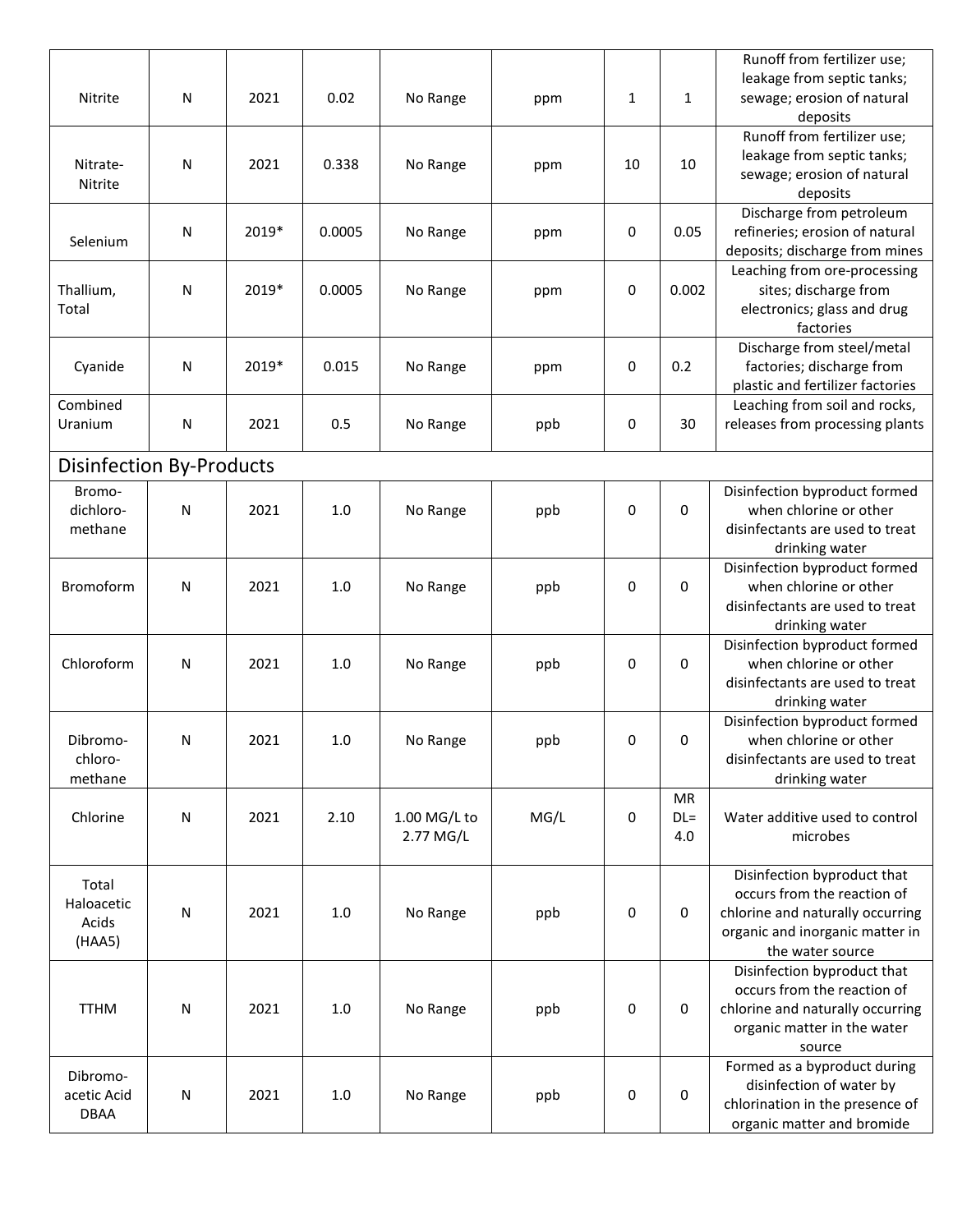| | | | | | | | | |
|---|---|---|---|---|---|---|---|---|
| Nitrite | N | 2021 | 0.02 | No Range | ppm | 1 | 1 | Runoff from fertilizer use; leakage from septic tanks; sewage; erosion of natural deposits |
| Nitrate-Nitrite | N | 2021 | 0.338 | No Range | ppm | 10 | 10 | Runoff from fertilizer use; leakage from septic tanks; sewage; erosion of natural deposits |
| Selenium | N | 2019* | 0.0005 | No Range | ppm | 0 | 0.05 | Discharge from petroleum refineries; erosion of natural deposits; discharge from mines |
| Thallium, Total | N | 2019* | 0.0005 | No Range | ppm | 0 | 0.002 | Leaching from ore-processing sites; discharge from electronics; glass and drug factories |
| Cyanide | N | 2019* | 0.015 | No Range | ppm | 0 | 0.2 | Discharge from steel/metal factories; discharge from plastic and fertilizer factories |
| Combined Uranium | N | 2021 | 0.5 | No Range | ppb | 0 | 30 | Leaching from soil and rocks, releases from processing plants |
| **Disinfection By-Products** | | | | | | | | |
| Bromo-dichloro-methane | N | 2021 | 1.0 | No Range | ppb | 0 | 0 | Disinfection byproduct formed when chlorine or other disinfectants are used to treat drinking water |
| Bromoform | N | 2021 | 1.0 | No Range | ppb | 0 | 0 | Disinfection byproduct formed when chlorine or other disinfectants are used to treat drinking water |
| Chloroform | N | 2021 | 1.0 | No Range | ppb | 0 | 0 | Disinfection byproduct formed when chlorine or other disinfectants are used to treat drinking water |
| Dibromo-chloro-methane | N | 2021 | 1.0 | No Range | ppb | 0 | 0 | Disinfection byproduct formed when chlorine or other disinfectants are used to treat drinking water |
| Chlorine | N | 2021 | 2.10 | 1.00 MG/L to 2.77 MG/L | MG/L | 0 | MR DL= 4.0 | Water additive used to control microbes |
| Total Haloacetic Acids (HAA5) | N | 2021 | 1.0 | No Range | ppb | 0 | 0 | Disinfection byproduct that occurs from the reaction of chlorine and naturally occurring organic and inorganic matter in the water source |
| TTHM | N | 2021 | 1.0 | No Range | ppb | 0 | 0 | Disinfection byproduct that occurs from the reaction of chlorine and naturally occurring organic matter in the water source |
| Dibromo-acetic Acid DBAA | N | 2021 | 1.0 | No Range | ppb | 0 | 0 | Formed as a byproduct during disinfection of water by chlorination in the presence of organic matter and bromide |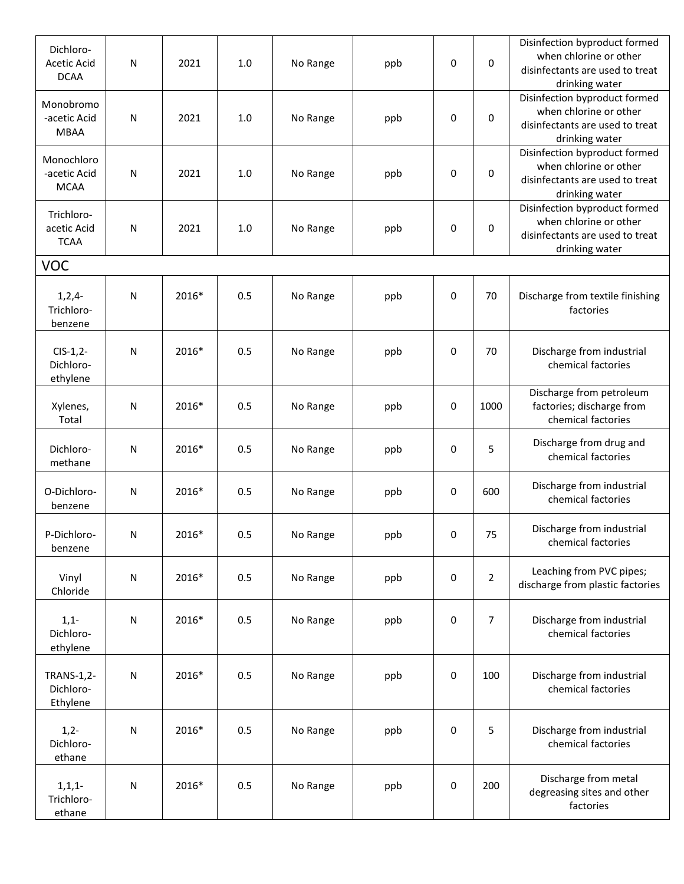| | | | | | | | | |
|---|---|---|---|---|---|---|---|---|
| Dichloro-Acetic Acid DCAA | N | 2021 | 1.0 | No Range | ppb | 0 | 0 | Disinfection byproduct formed when chlorine or other disinfectants are used to treat drinking water |
| Monobromo-acetic Acid MBAA | N | 2021 | 1.0 | No Range | ppb | 0 | 0 | Disinfection byproduct formed when chlorine or other disinfectants are used to treat drinking water |
| Monochloro-acetic Acid MCAA | N | 2021 | 1.0 | No Range | ppb | 0 | 0 | Disinfection byproduct formed when chlorine or other disinfectants are used to treat drinking water |
| Trichloro-acetic Acid TCAA | N | 2021 | 1.0 | No Range | ppb | 0 | 0 | Disinfection byproduct formed when chlorine or other disinfectants are used to treat drinking water |
| VOC | | | | | | | | |
| 1,2,4-Trichloro-benzene | N | 2016* | 0.5 | No Range | ppb | 0 | 70 | Discharge from textile finishing factories |
| CIS-1,2-Dichloro-ethylene | N | 2016* | 0.5 | No Range | ppb | 0 | 70 | Discharge from industrial chemical factories |
| Xylenes, Total | N | 2016* | 0.5 | No Range | ppb | 0 | 1000 | Discharge from petroleum factories; discharge from chemical factories |
| Dichloro-methane | N | 2016* | 0.5 | No Range | ppb | 0 | 5 | Discharge from drug and chemical factories |
| O-Dichloro-benzene | N | 2016* | 0.5 | No Range | ppb | 0 | 600 | Discharge from industrial chemical factories |
| P-Dichloro-benzene | N | 2016* | 0.5 | No Range | ppb | 0 | 75 | Discharge from industrial chemical factories |
| Vinyl Chloride | N | 2016* | 0.5 | No Range | ppb | 0 | 2 | Leaching from PVC pipes; discharge from plastic factories |
| 1,1-Dichloro-ethylene | N | 2016* | 0.5 | No Range | ppb | 0 | 7 | Discharge from industrial chemical factories |
| TRANS-1,2-Dichloro-Ethylene | N | 2016* | 0.5 | No Range | ppb | 0 | 100 | Discharge from industrial chemical factories |
| 1,2-Dichloro-ethane | N | 2016* | 0.5 | No Range | ppb | 0 | 5 | Discharge from industrial chemical factories |
| 1,1,1-Trichloro-ethane | N | 2016* | 0.5 | No Range | ppb | 0 | 200 | Discharge from metal degreasing sites and other factories |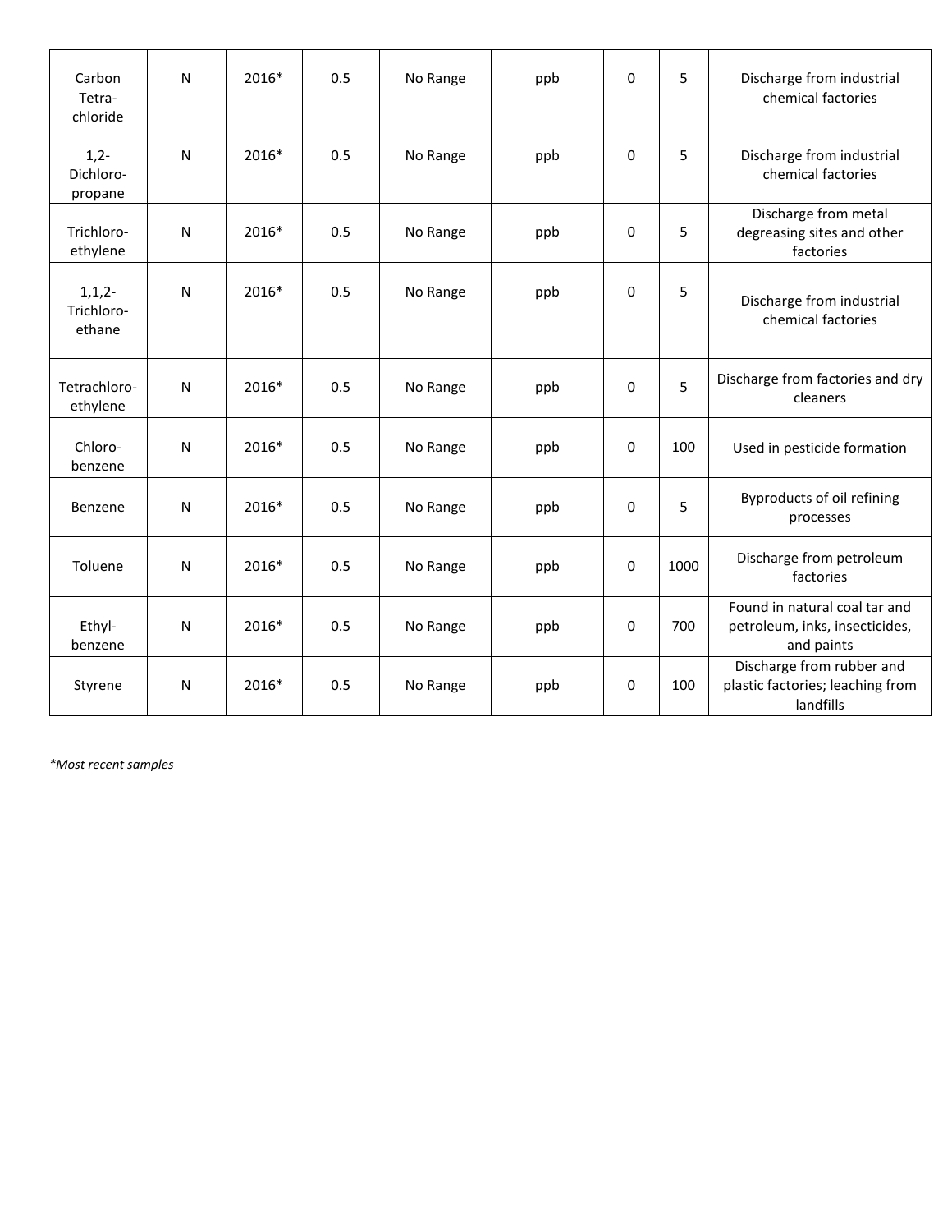| | | | | | | | | |
|---|---|---|---|---|---|---|---|---|
| Carbon Tetra-chloride | N | 2016* | 0.5 | No Range | ppb | 0 | 5 | Discharge from industrial chemical factories |
| 1,2-Dichloro-propane | N | 2016* | 0.5 | No Range | ppb | 0 | 5 | Discharge from industrial chemical factories |
| Trichloro-ethylene | N | 2016* | 0.5 | No Range | ppb | 0 | 5 | Discharge from metal degreasing sites and other factories |
| 1,1,2-Trichloro-ethane | N | 2016* | 0.5 | No Range | ppb | 0 | 5 | Discharge from industrial chemical factories |
| Tetrachloro-ethylene | N | 2016* | 0.5 | No Range | ppb | 0 | 5 | Discharge from factories and dry cleaners |
| Chloro-benzene | N | 2016* | 0.5 | No Range | ppb | 0 | 100 | Used in pesticide formation |
| Benzene | N | 2016* | 0.5 | No Range | ppb | 0 | 5 | Byproducts of oil refining processes |
| Toluene | N | 2016* | 0.5 | No Range | ppb | 0 | 1000 | Discharge from petroleum factories |
| Ethyl-benzene | N | 2016* | 0.5 | No Range | ppb | 0 | 700 | Found in natural coal tar and petroleum, inks, insecticides, and paints |
| Styrene | N | 2016* | 0.5 | No Range | ppb | 0 | 100 | Discharge from rubber and plastic factories; leaching from landfills |

*\*Most recent samples*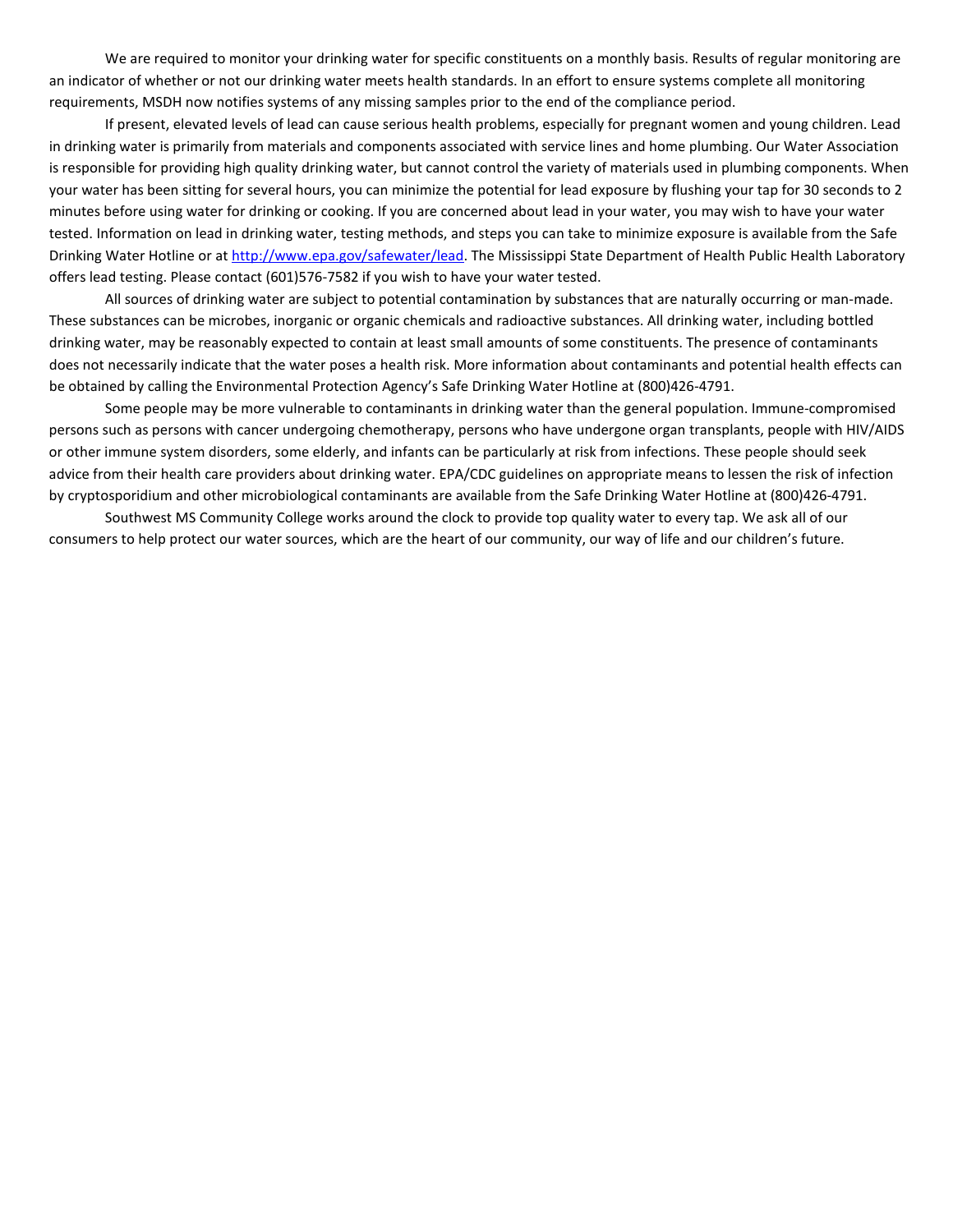We are required to monitor your drinking water for specific constituents on a monthly basis. Results of regular monitoring are an indicator of whether or not our drinking water meets health standards. In an effort to ensure systems complete all monitoring requirements, MSDH now notifies systems of any missing samples prior to the end of the compliance period.

If present, elevated levels of lead can cause serious health problems, especially for pregnant women and young children. Lead in drinking water is primarily from materials and components associated with service lines and home plumbing. Our Water Association is responsible for providing high quality drinking water, but cannot control the variety of materials used in plumbing components. When your water has been sitting for several hours, you can minimize the potential for lead exposure by flushing your tap for 30 seconds to 2 minutes before using water for drinking or cooking. If you are concerned about lead in your water, you may wish to have your water tested. Information on lead in drinking water, testing methods, and steps you can take to minimize exposure is available from the Safe Drinking Water Hotline or at [http://www.epa.gov/safewater/lead](http://www.epa.gov/safewater/lead). The Mississippi State Department of Health Public Health Laboratory offers lead testing. Please contact (601)576-7582 if you wish to have your water tested.

All sources of drinking water are subject to potential contamination by substances that are naturally occurring or man-made. These substances can be microbes, inorganic or organic chemicals and radioactive substances. All drinking water, including bottled drinking water, may be reasonably expected to contain at least small amounts of some constituents. The presence of contaminants does not necessarily indicate that the water poses a health risk. More information about contaminants and potential health effects can be obtained by calling the Environmental Protection Agency's Safe Drinking Water Hotline at (800)426-4791.

Some people may be more vulnerable to contaminants in drinking water than the general population. Immune-compromised persons such as persons with cancer undergoing chemotherapy, persons who have undergone organ transplants, people with HIV/AIDS or other immune system disorders, some elderly, and infants can be particularly at risk from infections. These people should seek advice from their health care providers about drinking water. EPA/CDC guidelines on appropriate means to lessen the risk of infection by cryptosporidium and other microbiological contaminants are available from the Safe Drinking Water Hotline at (800)426-4791.

Southwest MS Community College works around the clock to provide top quality water to every tap. We ask all of our consumers to help protect our water sources, which are the heart of our community, our way of life and our children's future.